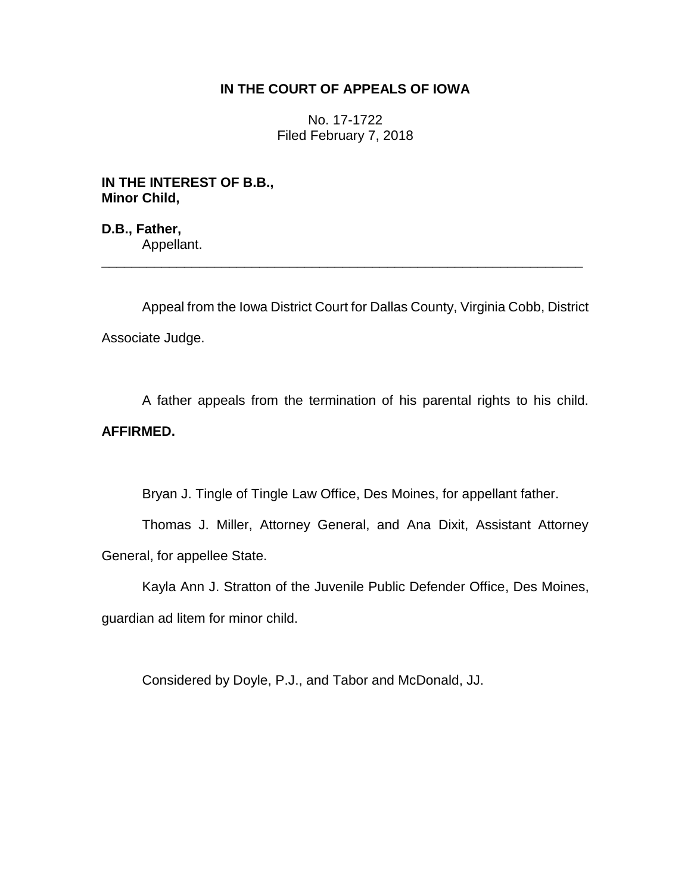# IN THE COURT OF APPEALS OF IOWA

No. 17-1722
Filed February 7, 2018

**IN THE INTEREST OF B.B.,**
**Minor Child,**

**D.B., Father,**
Appellant.

---

Appeal from the Iowa District Court for Dallas County, Virginia Cobb, District Associate Judge.

A father appeals from the termination of his parental rights to his child. **AFFIRMED.**

Bryan J. Tingle of Tingle Law Office, Des Moines, for appellant father.

Thomas J. Miller, Attorney General, and Ana Dixit, Assistant Attorney General, for appellee State.

Kayla Ann J. Stratton of the Juvenile Public Defender Office, Des Moines, guardian ad litem for minor child.

Considered by Doyle, P.J., and Tabor and McDonald, JJ.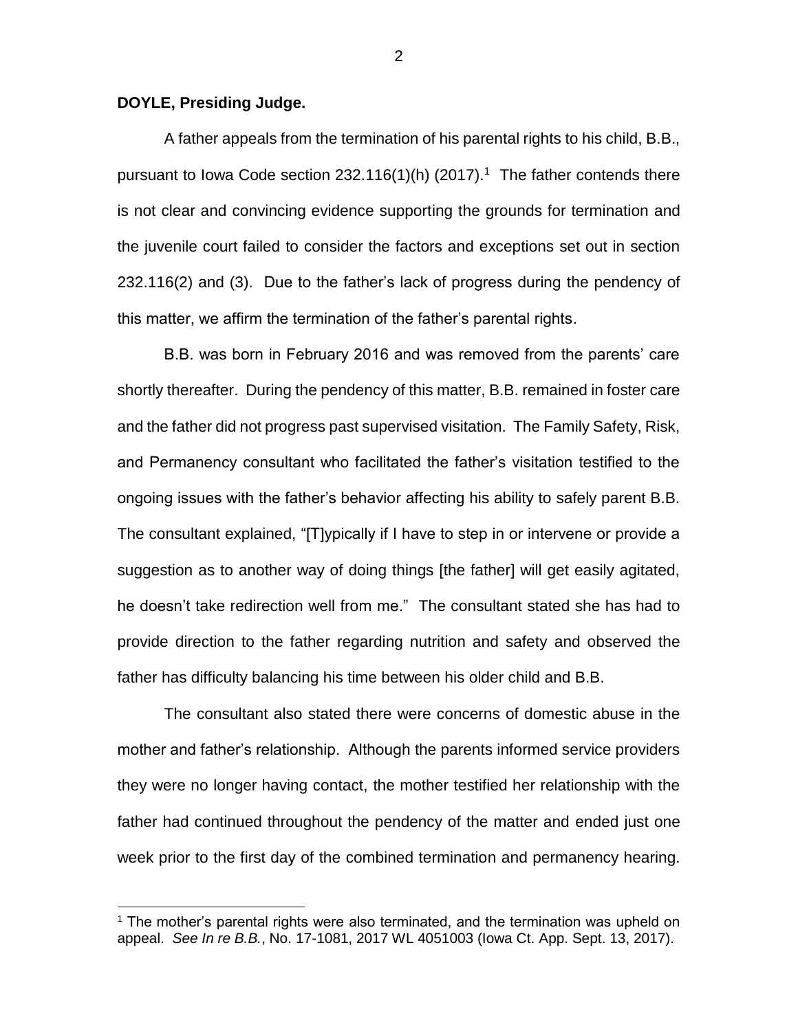**DOYLE, Presiding Judge.**

A father appeals from the termination of his parental rights to his child, B.B., pursuant to Iowa Code section 232.116(1)(h) (2017).[1] The father contends there is not clear and convincing evidence supporting the grounds for termination and the juvenile court failed to consider the factors and exceptions set out in section 232.116(2) and (3). Due to the father's lack of progress during the pendency of this matter, we affirm the termination of the father's parental rights.

B.B. was born in February 2016 and was removed from the parents' care shortly thereafter. During the pendency of this matter, B.B. remained in foster care and the father did not progress past supervised visitation. The Family Safety, Risk, and Permanency consultant who facilitated the father's visitation testified to the ongoing issues with the father's behavior affecting his ability to safely parent B.B. The consultant explained, "[T]ypically if I have to step in or intervene or provide a suggestion as to another way of doing things [the father] will get easily agitated, he doesn't take redirection well from me." The consultant stated she has had to provide direction to the father regarding nutrition and safety and observed the father has difficulty balancing his time between his older child and B.B.

The consultant also stated there were concerns of domestic abuse in the mother and father's relationship. Although the parents informed service providers they were no longer having contact, the mother testified her relationship with the father had continued throughout the pendency of the matter and ended just one week prior to the first day of the combined termination and permanency hearing.

[1] The mother's parental rights were also terminated, and the termination was upheld on appeal. *See In re B.B.*, No. 17-1081, 2017 WL 4051003 (Iowa Ct. App. Sept. 13, 2017).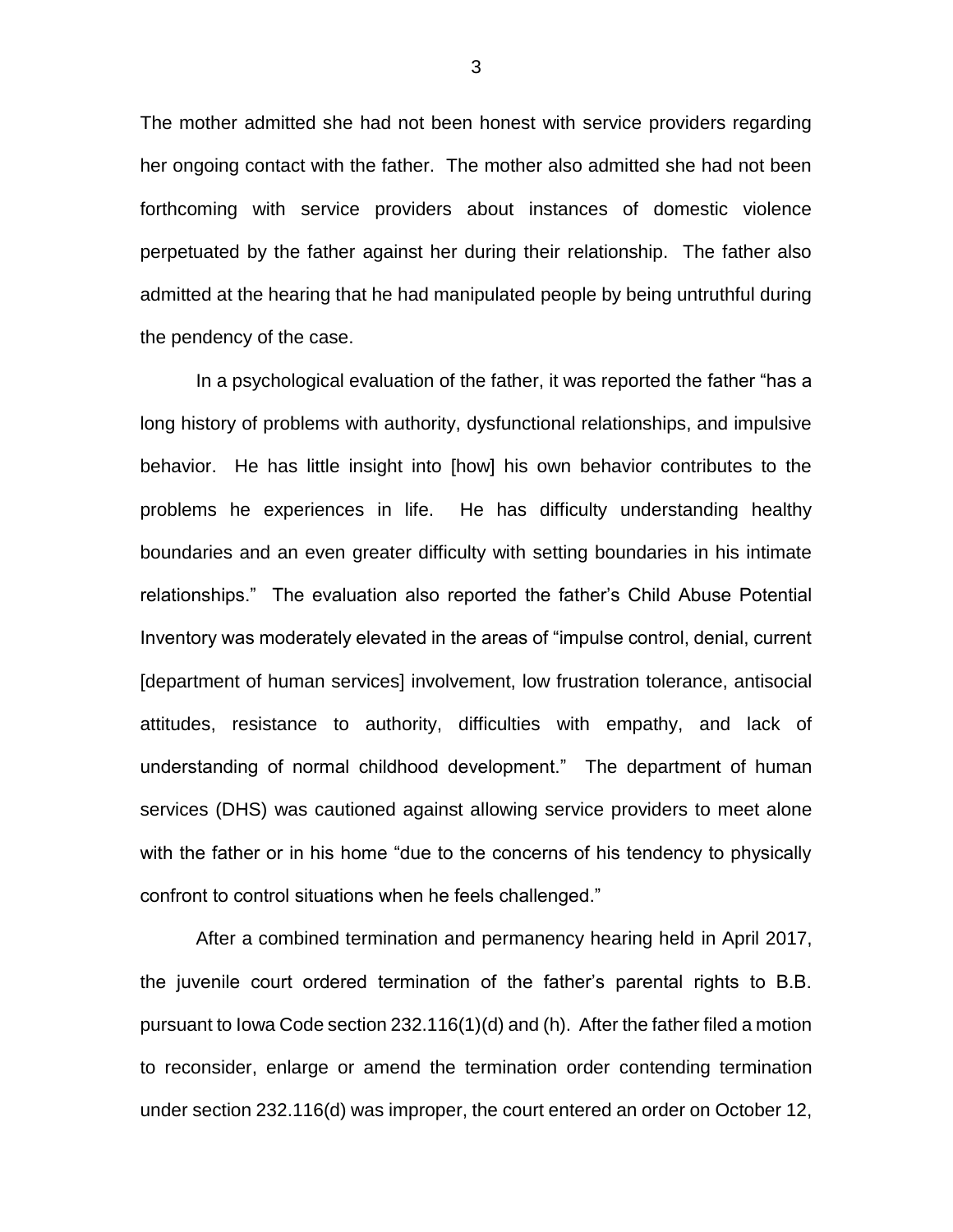The mother admitted she had not been honest with service providers regarding her ongoing contact with the father. The mother also admitted she had not been forthcoming with service providers about instances of domestic violence perpetuated by the father against her during their relationship. The father also admitted at the hearing that he had manipulated people by being untruthful during the pendency of the case.

In a psychological evaluation of the father, it was reported the father "has a long history of problems with authority, dysfunctional relationships, and impulsive behavior. He has little insight into [how] his own behavior contributes to the problems he experiences in life. He has difficulty understanding healthy boundaries and an even greater difficulty with setting boundaries in his intimate relationships." The evaluation also reported the father's Child Abuse Potential Inventory was moderately elevated in the areas of "impulse control, denial, current [department of human services] involvement, low frustration tolerance, antisocial attitudes, resistance to authority, difficulties with empathy, and lack of understanding of normal childhood development." The department of human services (DHS) was cautioned against allowing service providers to meet alone with the father or in his home "due to the concerns of his tendency to physically confront to control situations when he feels challenged."

After a combined termination and permanency hearing held in April 2017, the juvenile court ordered termination of the father's parental rights to B.B. pursuant to Iowa Code section 232.116(1)(d) and (h). After the father filed a motion to reconsider, enlarge or amend the termination order contending termination under section 232.116(d) was improper, the court entered an order on October 12,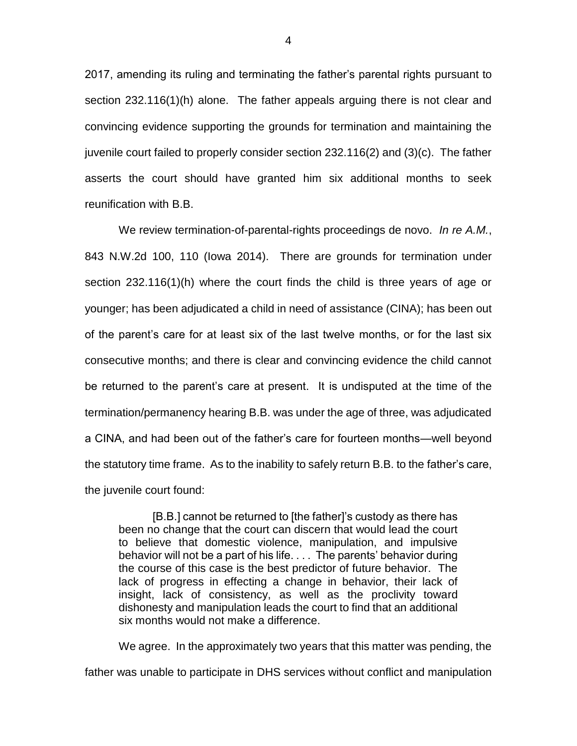2017, amending its ruling and terminating the father's parental rights pursuant to section 232.116(1)(h) alone. The father appeals arguing there is not clear and convincing evidence supporting the grounds for termination and maintaining the juvenile court failed to properly consider section 232.116(2) and (3)(c). The father asserts the court should have granted him six additional months to seek reunification with B.B.

We review termination-of-parental-rights proceedings de novo. *In re A.M.*, 843 N.W.2d 100, 110 (Iowa 2014). There are grounds for termination under section 232.116(1)(h) where the court finds the child is three years of age or younger; has been adjudicated a child in need of assistance (CINA); has been out of the parent's care for at least six of the last twelve months, or for the last six consecutive months; and there is clear and convincing evidence the child cannot be returned to the parent's care at present. It is undisputed at the time of the termination/permanency hearing B.B. was under the age of three, was adjudicated a CINA, and had been out of the father's care for fourteen months—well beyond the statutory time frame. As to the inability to safely return B.B. to the father's care, the juvenile court found:

> [B.B.] cannot be returned to [the father]'s custody as there has been no change that the court can discern that would lead the court to believe that domestic violence, manipulation, and impulsive behavior will not be a part of his life. . . . The parents' behavior during the course of this case is the best predictor of future behavior. The lack of progress in effecting a change in behavior, their lack of insight, lack of consistency, as well as the proclivity toward dishonesty and manipulation leads the court to find that an additional six months would not make a difference.

We agree. In the approximately two years that this matter was pending, the father was unable to participate in DHS services without conflict and manipulation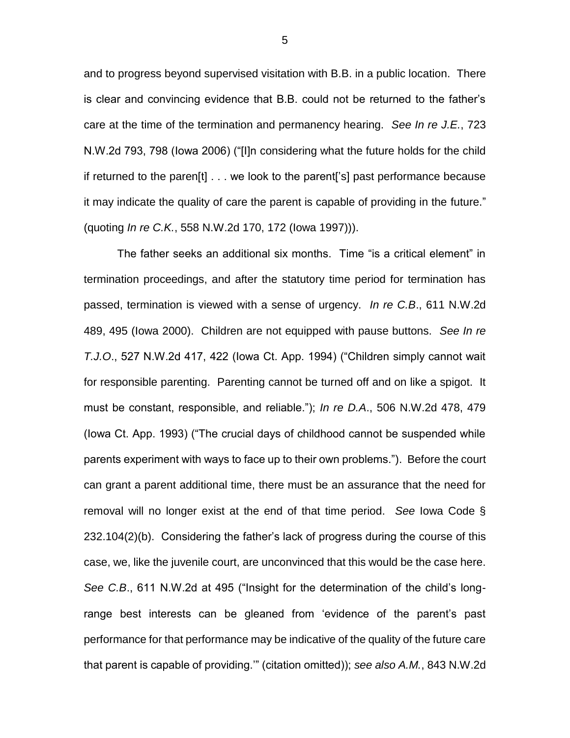and to progress beyond supervised visitation with B.B. in a public location. There is clear and convincing evidence that B.B. could not be returned to the father's care at the time of the termination and permanency hearing. *See In re J.E.*, 723 N.W.2d 793, 798 (Iowa 2006) ("[I]n considering what the future holds for the child if returned to the paren[t] . . . we look to the parent['s] past performance because it may indicate the quality of care the parent is capable of providing in the future." (quoting *In re C.K.*, 558 N.W.2d 170, 172 (Iowa 1997))).

The father seeks an additional six months. Time "is a critical element" in termination proceedings, and after the statutory time period for termination has passed, termination is viewed with a sense of urgency. *In re C.B*., 611 N.W.2d 489, 495 (Iowa 2000). Children are not equipped with pause buttons. *See In re T.J.O*., 527 N.W.2d 417, 422 (Iowa Ct. App. 1994) ("Children simply cannot wait for responsible parenting. Parenting cannot be turned off and on like a spigot. It must be constant, responsible, and reliable."); *In re D.A*., 506 N.W.2d 478, 479 (Iowa Ct. App. 1993) ("The crucial days of childhood cannot be suspended while parents experiment with ways to face up to their own problems."). Before the court can grant a parent additional time, there must be an assurance that the need for removal will no longer exist at the end of that time period. *See* Iowa Code § 232.104(2)(b). Considering the father's lack of progress during the course of this case, we, like the juvenile court, are unconvinced that this would be the case here. *See C.B*., 611 N.W.2d at 495 ("Insight for the determination of the child's long-range best interests can be gleaned from 'evidence of the parent's past performance for that performance may be indicative of the quality of the future care that parent is capable of providing.'" (citation omitted)); *see also A.M.*, 843 N.W.2d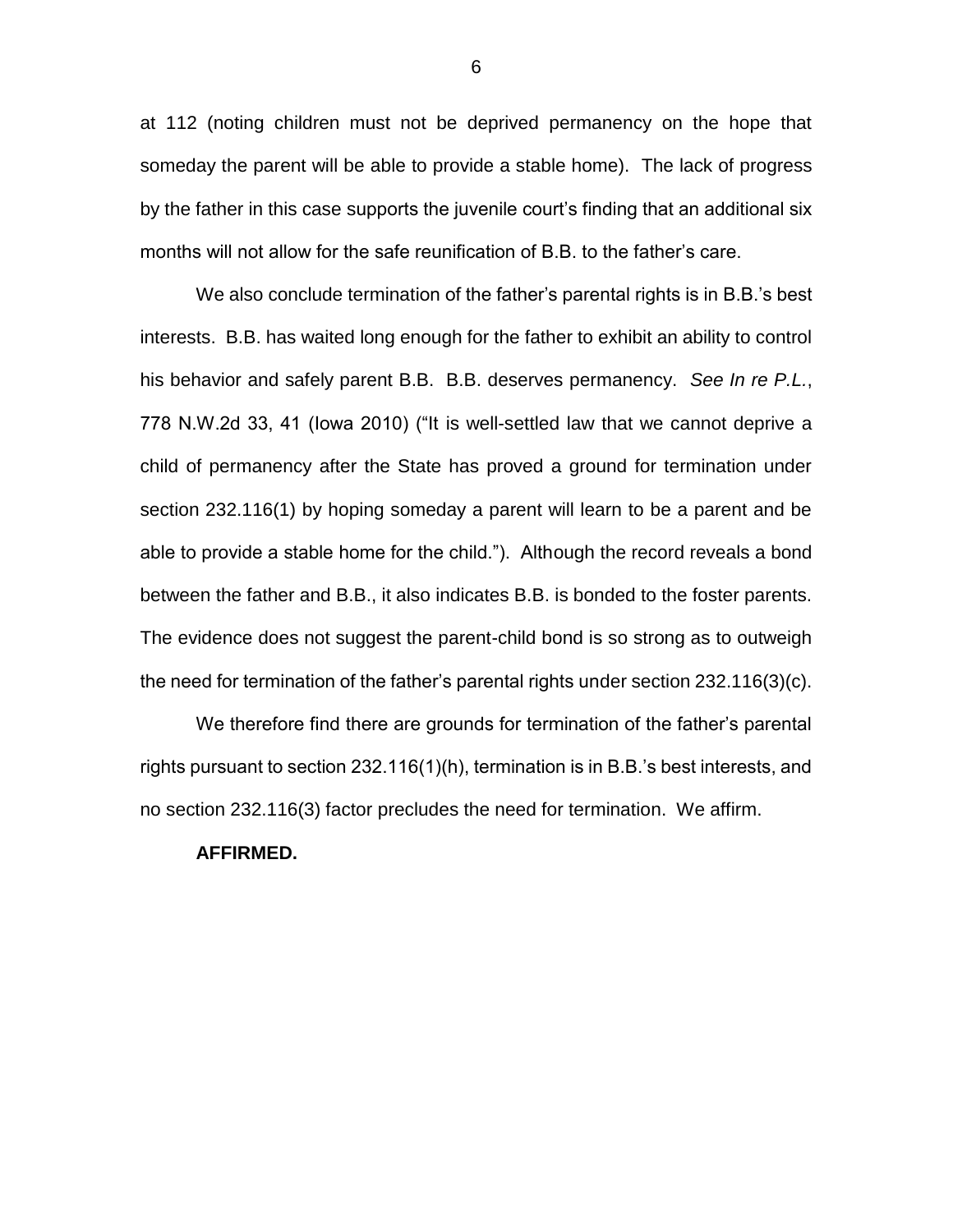at 112 (noting children must not be deprived permanency on the hope that someday the parent will be able to provide a stable home). The lack of progress by the father in this case supports the juvenile court's finding that an additional six months will not allow for the safe reunification of B.B. to the father's care.

We also conclude termination of the father's parental rights is in B.B.'s best interests. B.B. has waited long enough for the father to exhibit an ability to control his behavior and safely parent B.B. B.B. deserves permanency. *See In re P.L.*, 778 N.W.2d 33, 41 (Iowa 2010) ("It is well-settled law that we cannot deprive a child of permanency after the State has proved a ground for termination under section 232.116(1) by hoping someday a parent will learn to be a parent and be able to provide a stable home for the child."). Although the record reveals a bond between the father and B.B., it also indicates B.B. is bonded to the foster parents. The evidence does not suggest the parent-child bond is so strong as to outweigh the need for termination of the father's parental rights under section 232.116(3)(c).

We therefore find there are grounds for termination of the father's parental rights pursuant to section 232.116(1)(h), termination is in B.B.'s best interests, and no section 232.116(3) factor precludes the need for termination. We affirm.

**AFFIRMED.**